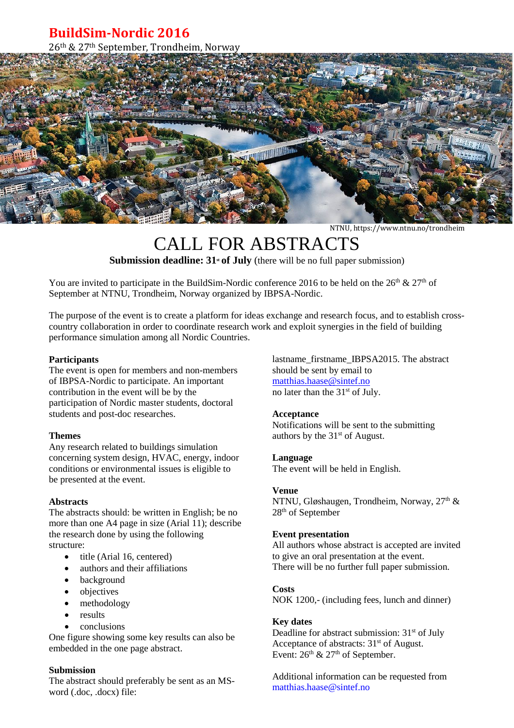# BuildSim-Nordic 2016

26th & 27th September, Trondheim, Norway

NTNU, https://www.ntnu.no/trondheim

# CALL FOR ABSTRACTS

**Submission deadline: 31st of July** (there will be no full paper submission)

You are invited to participate in the BuildSim-Nordic conference 2016 to be held on the 26th & 27th of September at NTNU, Trondheim, Norway organized by IBPSA-Nordic.

The purpose of the event is to create a platform for ideas exchange and research focus, and to establish cross-country collaboration in order to coordinate research work and exploit synergies in the field of building performance simulation among all Nordic Countries.

**Participants**

The event is open for members and non-members of IBPSA-Nordic to participate. An important contribution in the event will be by the participation of Nordic master students, doctoral students and post-doc researches.

**Themes**

Any research related to buildings simulation concerning system design, HVAC, energy, indoor conditions or environmental issues is eligible to be presented at the event.

**Abstracts**

The abstracts should: be written in English; be no more than one A4 page in size (Arial 11); describe the research done by using the following structure:

- title (Arial 16, centered)
- authors and their affiliations
- background
- objectives
- methodology
- results
- conclusions

One figure showing some key results can also be embedded in the one page abstract.

**Submission**

The abstract should preferably be sent as an MS-word (.doc, .docx) file: lastname_firstname_IBPSA2015. The abstract should be sent by email to matthias.haase@sintef.no no later than the 31st of July.

**Acceptance**

Notifications will be sent to the submitting authors by the 31st of August.

**Language**

The event will be held in English.

**Venue**

NTNU, Gløshaugen, Trondheim, Norway, 27th & 28th of September

**Event presentation**

All authors whose abstract is accepted are invited to give an oral presentation at the event.
There will be no further full paper submission.

**Costs**

NOK 1200,- (including fees, lunch and dinner)

**Key dates**

Deadline for abstract submission: 31st of July
Acceptance of abstracts: 31st of August.
Event: 26th & 27th of September.

Additional information can be requested from matthias.haase@sintef.no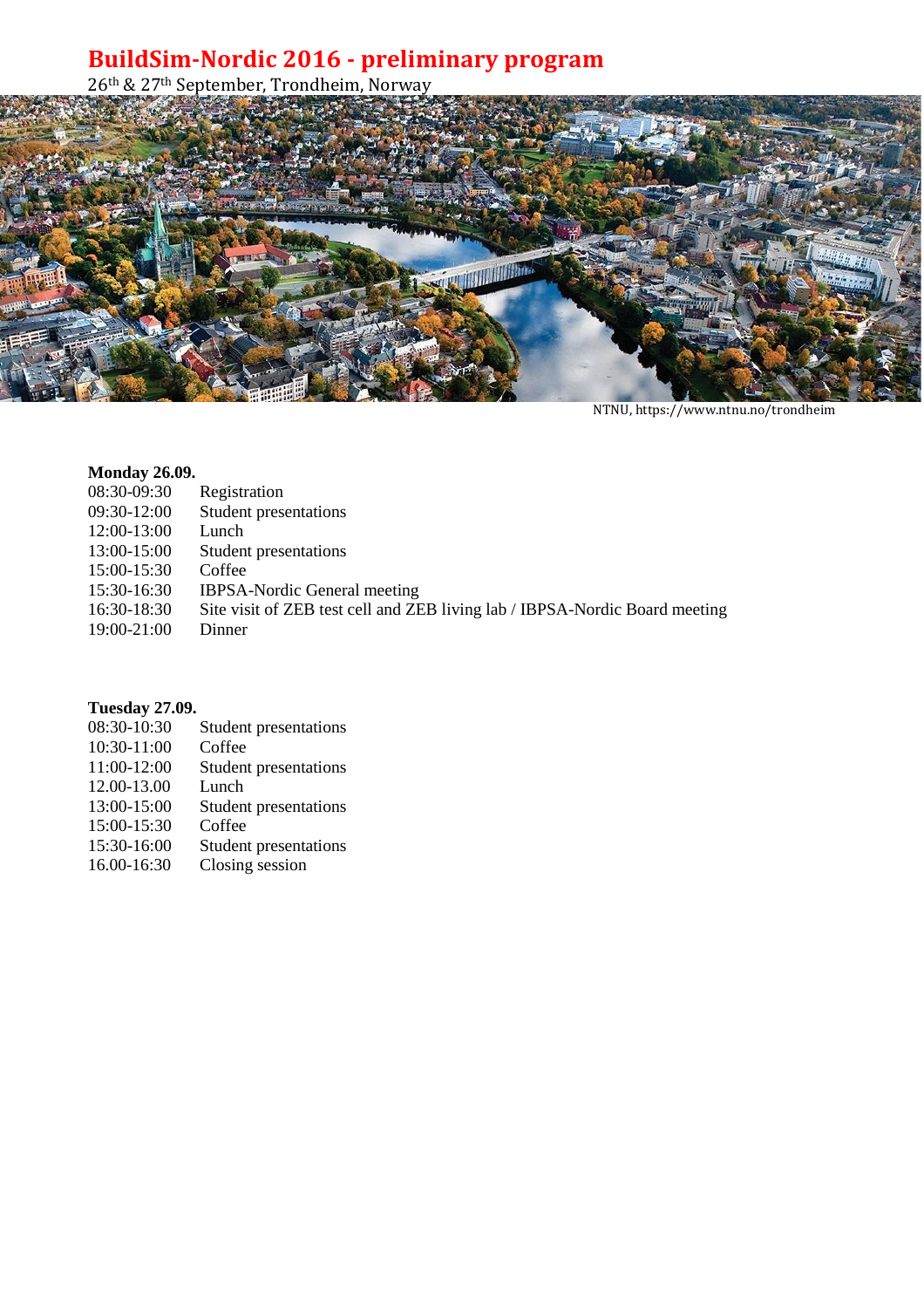# BuildSim-Nordic 2016 - preliminary program

26th & 27th September, Trondheim, Norway

NTNU, https://www.ntnu.no/trondheim

**Monday 26.09.**

| | |
|---|---|
| 08:30-09:30 | Registration |
| 09:30-12:00 | Student presentations |
| 12:00-13:00 | Lunch |
| 13:00-15:00 | Student presentations |
| 15:00-15:30 | Coffee |
| 15:30-16:30 | IBPSA-Nordic General meeting |
| 16:30-18:30 | Site visit of ZEB test cell and ZEB living lab / IBPSA-Nordic Board meeting |
| 19:00-21:00 | Dinner |

**Tuesday 27.09.**

| | |
|---|---|
| 08:30-10:30 | Student presentations |
| 10:30-11:00 | Coffee |
| 11:00-12:00 | Student presentations |
| 12.00-13.00 | Lunch |
| 13:00-15:00 | Student presentations |
| 15:00-15:30 | Coffee |
| 15:30-16:00 | Student presentations |
| 16.00-16:30 | Closing session |